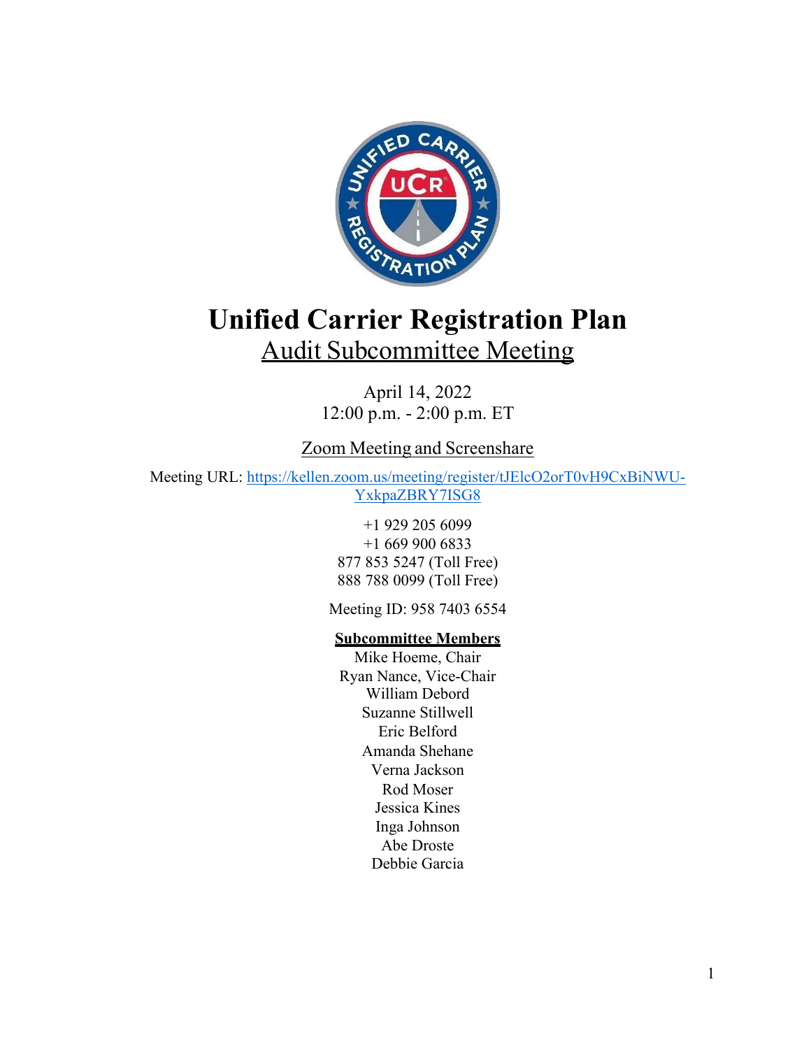# Unified Carrier Registration Plan

## Audit Subcommittee Meeting

April 14, 2022
12:00 p.m. - 2:00 p.m. ET

Zoom Meeting and Screenshare

Meeting URL: https://kellen.zoom.us/meeting/register/tJElcO2orT0vH9CxBiNWU-YxkpaZBRY7ISG8

+1 929 205 6099
+1 669 900 6833
877 853 5247 (Toll Free)
888 788 0099 (Toll Free)

Meeting ID: 958 7403 6554

**Subcommittee Members**

Mike Hoeme, Chair
Ryan Nance, Vice-Chair
William Debord
Suzanne Stillwell
Eric Belford
Amanda Shehane
Verna Jackson
Rod Moser
Jessica Kines
Inga Johnson
Abe Droste
Debbie Garcia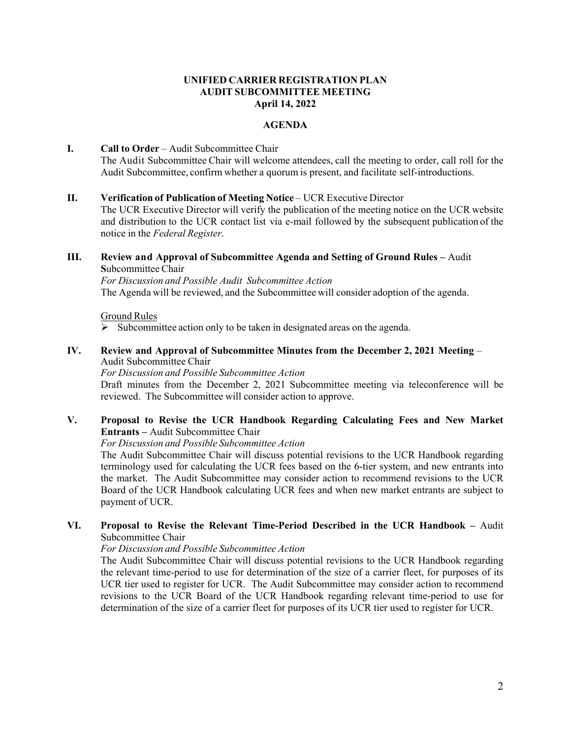**UNIFIED CARRIER REGISTRATION PLAN**
**AUDIT SUBCOMMITTEE MEETING**
**April 14, 2022**

**AGENDA**

**I. Call to Order** – Audit Subcommittee Chair

The Audit Subcommittee Chair will welcome attendees, call the meeting to order, call roll for the Audit Subcommittee, confirm whether a quorum is present, and facilitate self-introductions.

**II. Verification of Publication of Meeting Notice** – UCR Executive Director

The UCR Executive Director will verify the publication of the meeting notice on the UCR website and distribution to the UCR contact list via e-mail followed by the subsequent publication of the notice in the *Federal Register*.

**III. Review and Approval of Subcommittee Agenda and Setting of Ground Rules –** Audit **S**ubcommittee Chair

*For Discussion and Possible Audit Subcommittee Action*

The Agenda will be reviewed, and the Subcommittee will consider adoption of the agenda.

Ground Rules

- Subcommittee action only to be taken in designated areas on the agenda.

**IV. Review and Approval of Subcommittee Minutes from the December 2, 2021 Meeting** – Audit Subcommittee Chair

*For Discussion and Possible Subcommittee Action*

Draft minutes from the December 2, 2021 Subcommittee meeting via teleconference will be reviewed. The Subcommittee will consider action to approve.

**V. Proposal to Revise the UCR Handbook Regarding Calculating Fees and New Market Entrants –** Audit Subcommittee Chair

*For Discussion and Possible Subcommittee Action*

The Audit Subcommittee Chair will discuss potential revisions to the UCR Handbook regarding terminology used for calculating the UCR fees based on the 6-tier system, and new entrants into the market. The Audit Subcommittee may consider action to recommend revisions to the UCR Board of the UCR Handbook calculating UCR fees and when new market entrants are subject to payment of UCR.

**VI. Proposal to Revise the Relevant Time-Period Described in the UCR Handbook –** Audit Subcommittee Chair

*For Discussion and Possible Subcommittee Action*

The Audit Subcommittee Chair will discuss potential revisions to the UCR Handbook regarding the relevant time-period to use for determination of the size of a carrier fleet, for purposes of its UCR tier used to register for UCR. The Audit Subcommittee may consider action to recommend revisions to the UCR Board of the UCR Handbook regarding relevant time-period to use for determination of the size of a carrier fleet for purposes of its UCR tier used to register for UCR.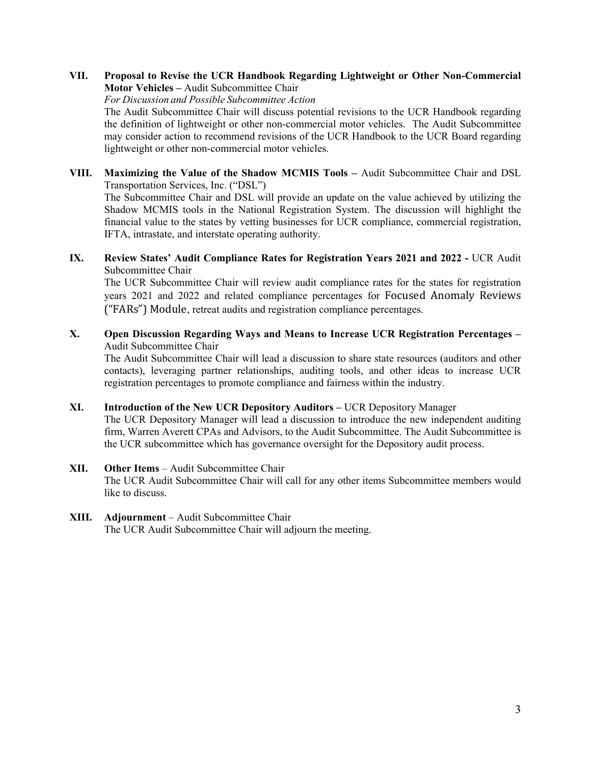**VII. Proposal to Revise the UCR Handbook Regarding Lightweight or Other Non-Commercial Motor Vehicles –** Audit Subcommittee Chair

*For Discussion and Possible Subcommittee Action*

The Audit Subcommittee Chair will discuss potential revisions to the UCR Handbook regarding the definition of lightweight or other non-commercial motor vehicles. The Audit Subcommittee may consider action to recommend revisions of the UCR Handbook to the UCR Board regarding lightweight or other non-commercial motor vehicles.

**VIII. Maximizing the Value of the Shadow MCMIS Tools –** Audit Subcommittee Chair and DSL Transportation Services, Inc. ("DSL")

The Subcommittee Chair and DSL will provide an update on the value achieved by utilizing the Shadow MCMIS tools in the National Registration System. The discussion will highlight the financial value to the states by vetting businesses for UCR compliance, commercial registration, IFTA, intrastate, and interstate operating authority.

**IX. Review States' Audit Compliance Rates for Registration Years 2021 and 2022 -** UCR Audit Subcommittee Chair

The UCR Subcommittee Chair will review audit compliance rates for the states for registration years 2021 and 2022 and related compliance percentages for Focused Anomaly Reviews ("FARs") Module, retreat audits and registration compliance percentages.

**X. Open Discussion Regarding Ways and Means to Increase UCR Registration Percentages –** Audit Subcommittee Chair

The Audit Subcommittee Chair will lead a discussion to share state resources (auditors and other contacts), leveraging partner relationships, auditing tools, and other ideas to increase UCR registration percentages to promote compliance and fairness within the industry.

**XI. Introduction of the New UCR Depository Auditors –** UCR Depository Manager

The UCR Depository Manager will lead a discussion to introduce the new independent auditing firm, Warren Averett CPAs and Advisors, to the Audit Subcommittee. The Audit Subcommittee is the UCR subcommittee which has governance oversight for the Depository audit process.

**XII. Other Items** – Audit Subcommittee Chair

The UCR Audit Subcommittee Chair will call for any other items Subcommittee members would like to discuss.

**XIII. Adjournment** – Audit Subcommittee Chair

The UCR Audit Subcommittee Chair will adjourn the meeting.